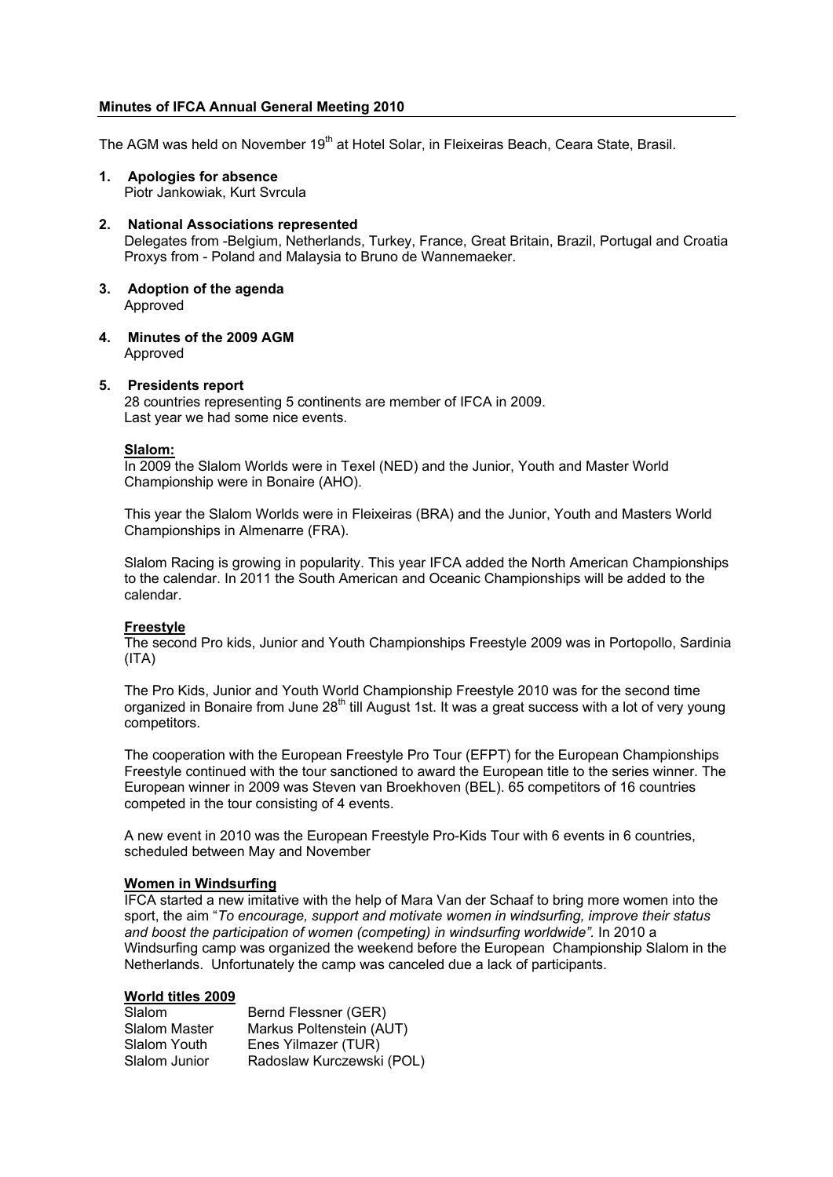**Minutes of IFCA Annual General Meeting 2010**

The AGM was held on November 19th at Hotel Solar, in Fleixeiras Beach, Ceara State, Brasil.

1. **Apologies for absence**
   Piotr Jankowiak, Kurt Svrcula

2. **National Associations represented**
   Delegates from -Belgium, Netherlands, Turkey, France, Great Britain, Brazil, Portugal and Croatia
   Proxys from - Poland and Malaysia to Bruno de Wannemaeker.

3. **Adoption of the agenda**
   Approved

4. **Minutes of the 2009 AGM**
   Approved

5. **Presidents report**
   28 countries representing 5 continents are member of IFCA in 2009.
   Last year we had some nice events.

**Slalom:**

In 2009 the Slalom Worlds were in Texel (NED) and the Junior, Youth and Master World Championship were in Bonaire (AHO).

This year the Slalom Worlds were in Fleixeiras (BRA) and the Junior, Youth and Masters World Championships in Almenarre (FRA).

Slalom Racing is growing in popularity. This year IFCA added the North American Championships to the calendar. In 2011 the South American and Oceanic Championships will be added to the calendar.

**Freestyle**

The second Pro kids, Junior and Youth Championships Freestyle 2009 was in Portopollo, Sardinia (ITA)

The Pro Kids, Junior and Youth World Championship Freestyle 2010 was for the second time organized in Bonaire from June 28th till August 1st. It was a great success with a lot of very young competitors.

The cooperation with the European Freestyle Pro Tour (EFPT) for the European Championships Freestyle continued with the tour sanctioned to award the European title to the series winner. The European winner in 2009 was Steven van Broekhoven (BEL). 65 competitors of 16 countries competed in the tour consisting of 4 events.

A new event in 2010 was the European Freestyle Pro-Kids Tour with 6 events in 6 countries, scheduled between May and November

**Women in Windsurfing**

IFCA started a new imitative with the help of Mara Van der Schaaf to bring more women into the sport, the aim "*To encourage, support and motivate women in windsurfing, improve their status and boost the participation of women (competing) in windsurfing worldwide".* In 2010 a Windsurfing camp was organized the weekend before the European Championship Slalom in the Netherlands. Unfortunately the camp was canceled due a lack of participants.

**World titles 2009**

| | |
|---|---|
| Slalom | Bernd Flessner (GER) |
| Slalom Master | Markus Poltenstein (AUT) |
| Slalom Youth | Enes Yilmazer (TUR) |
| Slalom Junior | Radoslaw Kurczewski (POL) |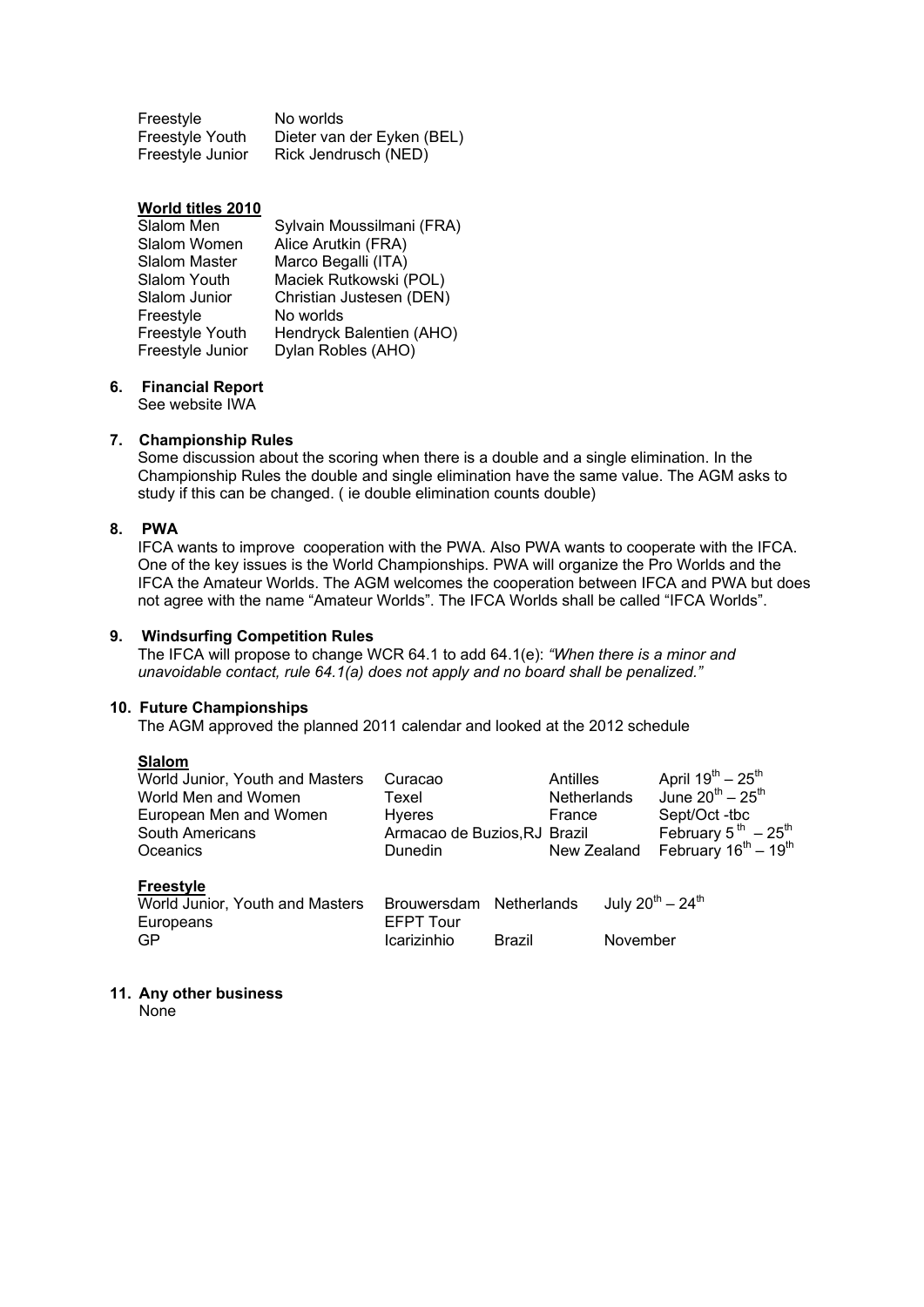| | |
|---|---|
| Freestyle | No worlds |
| Freestyle Youth | Dieter van der Eyken (BEL) |
| Freestyle Junior | Rick Jendrusch (NED) |

**World titles 2010**

| | |
|---|---|
| Slalom Men | Sylvain Moussilmani (FRA) |
| Slalom Women | Alice Arutkin (FRA) |
| Slalom Master | Marco Begalli (ITA) |
| Slalom Youth | Maciek Rutkowski (POL) |
| Slalom Junior | Christian Justesen (DEN) |
| Freestyle | No worlds |
| Freestyle Youth | Hendryck Balentien (AHO) |
| Freestyle Junior | Dylan Robles (AHO) |

## 6. Financial Report

See website IWA

## 7. Championship Rules

Some discussion about the scoring when there is a double and a single elimination. In the Championship Rules the double and single elimination have the same value. The AGM asks to study if this can be changed. ( ie double elimination counts double)

## 8. PWA

IFCA wants to improve cooperation with the PWA. Also PWA wants to cooperate with the IFCA. One of the key issues is the World Championships. PWA will organize the Pro Worlds and the IFCA the Amateur Worlds. The AGM welcomes the cooperation between IFCA and PWA but does not agree with the name "Amateur Worlds". The IFCA Worlds shall be called "IFCA Worlds".

## 9. Windsurfing Competition Rules

The IFCA will propose to change WCR 64.1 to add 64.1(e): *"When there is a minor and unavoidable contact, rule 64.1(a) does not apply and no board shall be penalized."*

## 10. Future Championships

The AGM approved the planned 2011 calendar and looked at the 2012 schedule

**Slalom**

| | | | |
|---|---|---|---|
| World Junior, Youth and Masters | Curacao | Antilles | April 19th – 25th |
| World Men and Women | Texel | Netherlands | June 20th – 25th |
| European Men and Women | Hyeres | France | Sept/Oct -tbc |
| South Americans | Armacao de Buzios,RJ | Brazil | February 5th – 25th |
| Oceanics | Dunedin | New Zealand | February 16th – 19th |

**Freestyle**

| | | | |
|---|---|---|---|
| World Junior, Youth and Masters | Brouwersdam | Netherlands | July 20th – 24th |
| Europeans | EFPT Tour | | |
| GP | Icarizinhio | Brazil | November |

## 11. Any other business

None